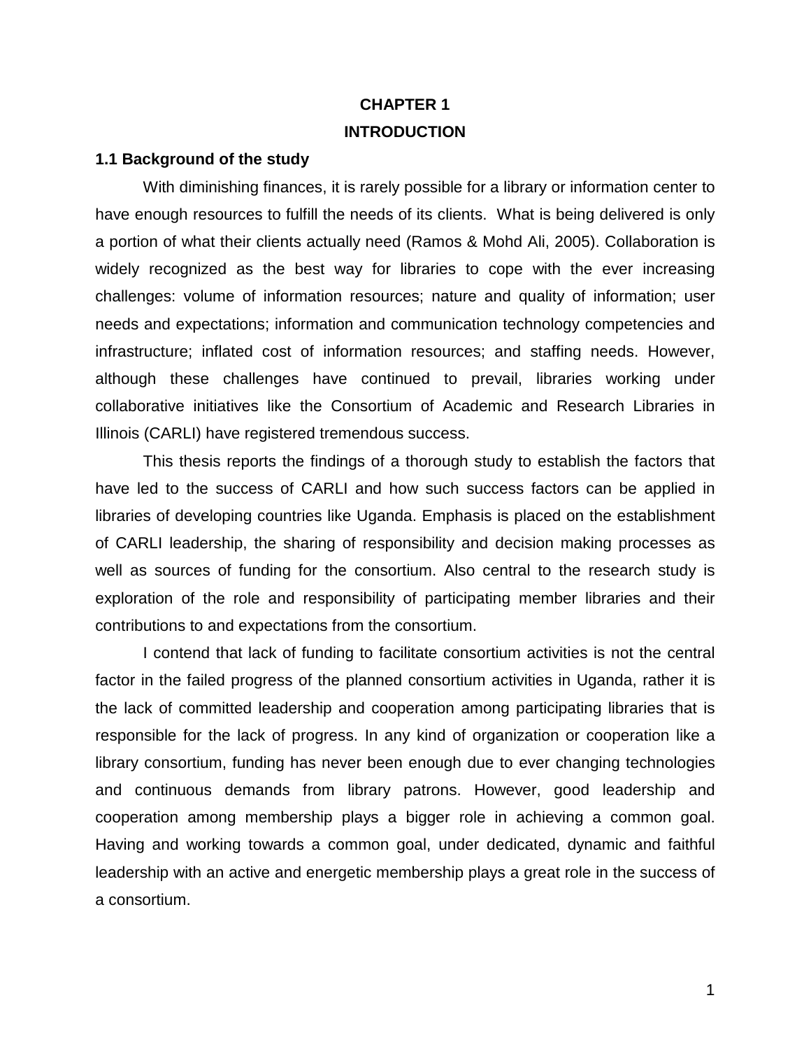# CHAPTER 1

# INTRODUCTION

## 1.1 Background of the study

With diminishing finances, it is rarely possible for a library or information center to have enough resources to fulfill the needs of its clients. What is being delivered is only a portion of what their clients actually need (Ramos & Mohd Ali, 2005). Collaboration is widely recognized as the best way for libraries to cope with the ever increasing challenges: volume of information resources; nature and quality of information; user needs and expectations; information and communication technology competencies and infrastructure; inflated cost of information resources; and staffing needs. However, although these challenges have continued to prevail, libraries working under collaborative initiatives like the Consortium of Academic and Research Libraries in Illinois (CARLI) have registered tremendous success.

This thesis reports the findings of a thorough study to establish the factors that have led to the success of CARLI and how such success factors can be applied in libraries of developing countries like Uganda. Emphasis is placed on the establishment of CARLI leadership, the sharing of responsibility and decision making processes as well as sources of funding for the consortium. Also central to the research study is exploration of the role and responsibility of participating member libraries and their contributions to and expectations from the consortium.

I contend that lack of funding to facilitate consortium activities is not the central factor in the failed progress of the planned consortium activities in Uganda, rather it is the lack of committed leadership and cooperation among participating libraries that is responsible for the lack of progress. In any kind of organization or cooperation like a library consortium, funding has never been enough due to ever changing technologies and continuous demands from library patrons. However, good leadership and cooperation among membership plays a bigger role in achieving a common goal. Having and working towards a common goal, under dedicated, dynamic and faithful leadership with an active and energetic membership plays a great role in the success of a consortium.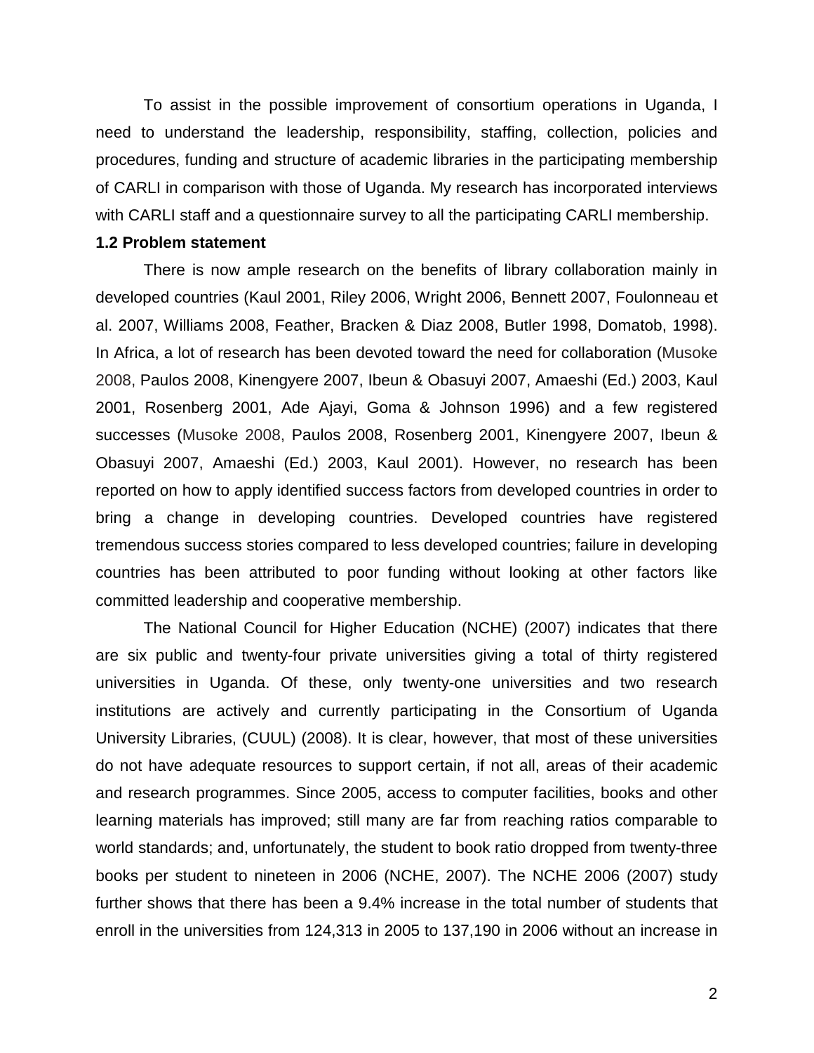To assist in the possible improvement of consortium operations in Uganda, I need to understand the leadership, responsibility, staffing, collection, policies and procedures, funding and structure of academic libraries in the participating membership of CARLI in comparison with those of Uganda. My research has incorporated interviews with CARLI staff and a questionnaire survey to all the participating CARLI membership.

**1.2 Problem statement**

There is now ample research on the benefits of library collaboration mainly in developed countries (Kaul 2001, Riley 2006, Wright 2006, Bennett 2007, Foulonneau et al. 2007, Williams 2008, Feather, Bracken & Diaz 2008, Butler 1998, Domatob, 1998). In Africa, a lot of research has been devoted toward the need for collaboration (Musoke 2008, Paulos 2008, Kinengyere 2007, Ibeun & Obasuyi 2007, Amaeshi (Ed.) 2003, Kaul 2001, Rosenberg 2001, Ade Ajayi, Goma & Johnson 1996) and a few registered successes (Musoke 2008, Paulos 2008, Rosenberg 2001, Kinengyere 2007, Ibeun & Obasuyi 2007, Amaeshi (Ed.) 2003, Kaul 2001). However, no research has been reported on how to apply identified success factors from developed countries in order to bring a change in developing countries. Developed countries have registered tremendous success stories compared to less developed countries; failure in developing countries has been attributed to poor funding without looking at other factors like committed leadership and cooperative membership.

The National Council for Higher Education (NCHE) (2007) indicates that there are six public and twenty-four private universities giving a total of thirty registered universities in Uganda. Of these, only twenty-one universities and two research institutions are actively and currently participating in the Consortium of Uganda University Libraries, (CUUL) (2008). It is clear, however, that most of these universities do not have adequate resources to support certain, if not all, areas of their academic and research programmes. Since 2005, access to computer facilities, books and other learning materials has improved; still many are far from reaching ratios comparable to world standards; and, unfortunately, the student to book ratio dropped from twenty-three books per student to nineteen in 2006 (NCHE, 2007). The NCHE 2006 (2007) study further shows that there has been a 9.4% increase in the total number of students that enroll in the universities from 124,313 in 2005 to 137,190 in 2006 without an increase in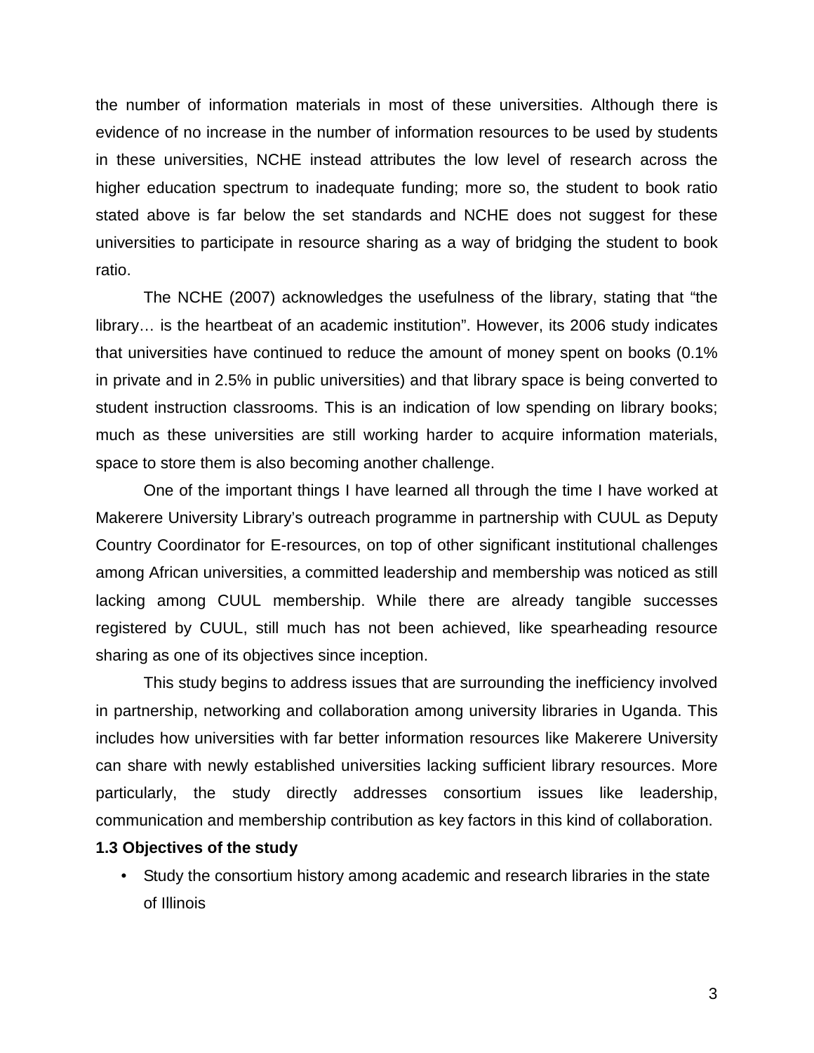the number of information materials in most of these universities. Although there is evidence of no increase in the number of information resources to be used by students in these universities, NCHE instead attributes the low level of research across the higher education spectrum to inadequate funding; more so, the student to book ratio stated above is far below the set standards and NCHE does not suggest for these universities to participate in resource sharing as a way of bridging the student to book ratio.

The NCHE (2007) acknowledges the usefulness of the library, stating that "the library… is the heartbeat of an academic institution". However, its 2006 study indicates that universities have continued to reduce the amount of money spent on books (0.1% in private and in 2.5% in public universities) and that library space is being converted to student instruction classrooms. This is an indication of low spending on library books; much as these universities are still working harder to acquire information materials, space to store them is also becoming another challenge.

One of the important things I have learned all through the time I have worked at Makerere University Library's outreach programme in partnership with CUUL as Deputy Country Coordinator for E-resources, on top of other significant institutional challenges among African universities, a committed leadership and membership was noticed as still lacking among CUUL membership. While there are already tangible successes registered by CUUL, still much has not been achieved, like spearheading resource sharing as one of its objectives since inception.

This study begins to address issues that are surrounding the inefficiency involved in partnership, networking and collaboration among university libraries in Uganda. This includes how universities with far better information resources like Makerere University can share with newly established universities lacking sufficient library resources. More particularly, the study directly addresses consortium issues like leadership, communication and membership contribution as key factors in this kind of collaboration.

**1.3 Objectives of the study**

- Study the consortium history among academic and research libraries in the state of Illinois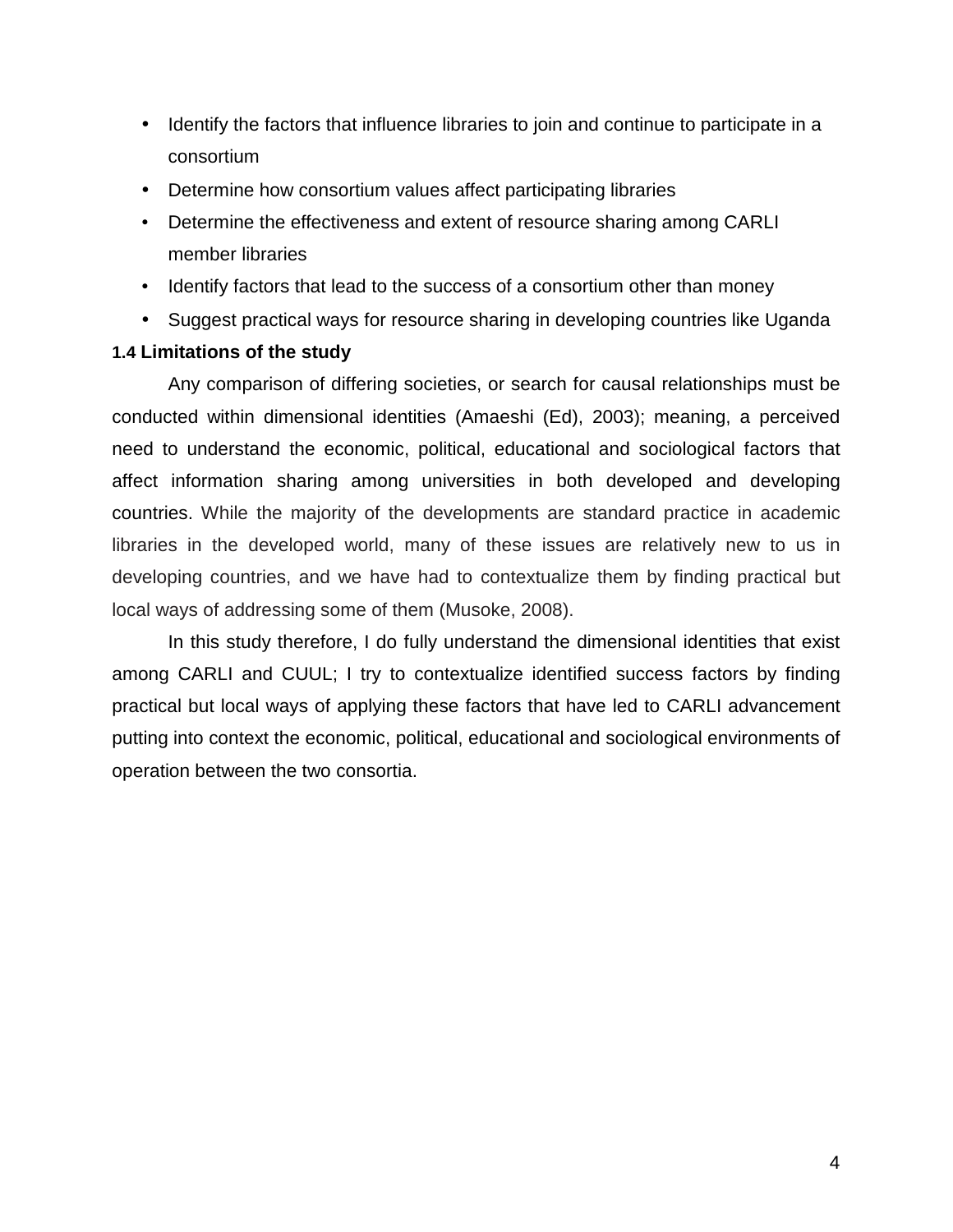- Identify the factors that influence libraries to join and continue to participate in a consortium
- Determine how consortium values affect participating libraries
- Determine the effectiveness and extent of resource sharing among CARLI member libraries
- Identify factors that lead to the success of a consortium other than money
- Suggest practical ways for resource sharing in developing countries like Uganda

### 1.4 Limitations of the study

Any comparison of differing societies, or search for causal relationships must be conducted within dimensional identities (Amaeshi (Ed), 2003); meaning, a perceived need to understand the economic, political, educational and sociological factors that affect information sharing among universities in both developed and developing countries. While the majority of the developments are standard practice in academic libraries in the developed world, many of these issues are relatively new to us in developing countries, and we have had to contextualize them by finding practical but local ways of addressing some of them (Musoke, 2008).

In this study therefore, I do fully understand the dimensional identities that exist among CARLI and CUUL; I try to contextualize identified success factors by finding practical but local ways of applying these factors that have led to CARLI advancement putting into context the economic, political, educational and sociological environments of operation between the two consortia.